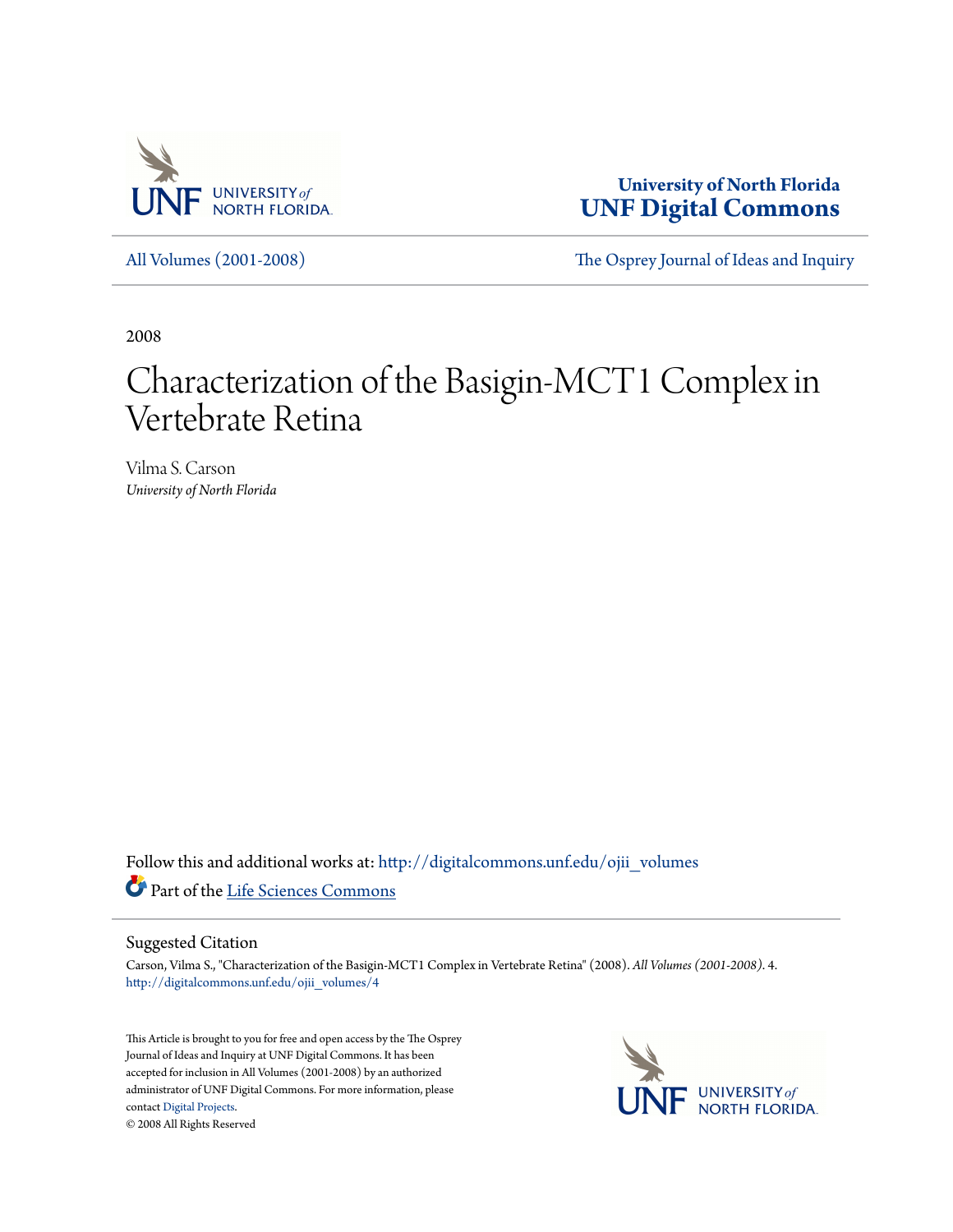University of North Florida
**UNF Digital Commons**

All Volumes (2001-2008) | The Osprey Journal of Ideas and Inquiry

2008

# Characterization of the Basigin-MCT1 Complex in Vertebrate Retina

Vilma S. Carson
*University of North Florida*

Follow this and additional works at: http://digitalcommons.unf.edu/ojii_volumes

Part of the Life Sciences Commons

## Suggested Citation

Carson, Vilma S., "Characterization of the Basigin-MCT1 Complex in Vertebrate Retina" (2008). *All Volumes (2001-2008)*. 4.
http://digitalcommons.unf.edu/ojii_volumes/4

This Article is brought to you for free and open access by the The Osprey Journal of Ideas and Inquiry at UNF Digital Commons. It has been accepted for inclusion in All Volumes (2001-2008) by an authorized administrator of UNF Digital Commons. For more information, please contact Digital Projects.
© 2008 All Rights Reserved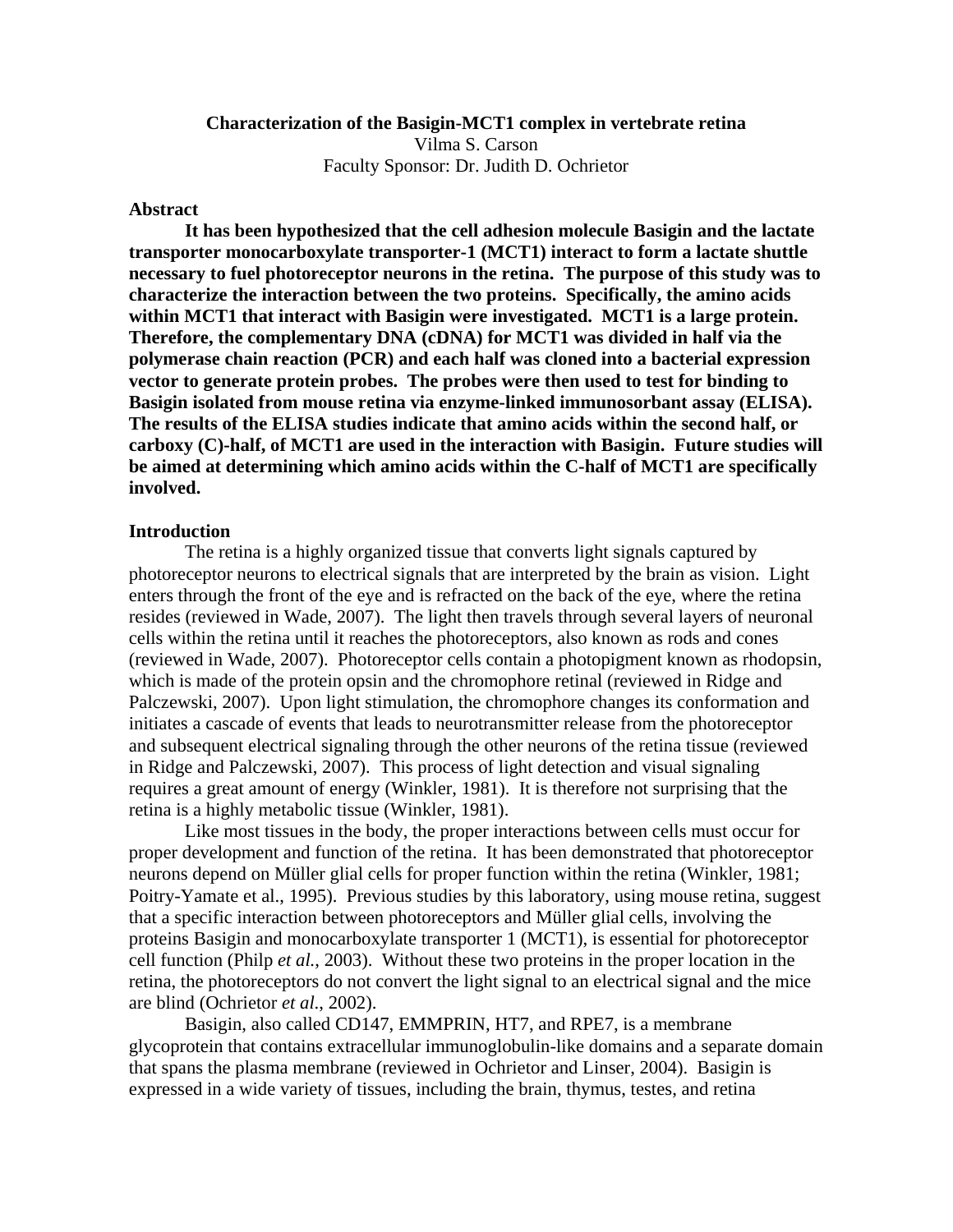**Characterization of the Basigin-MCT1 complex in vertebrate retina**

Vilma S. Carson

Faculty Sponsor: Dr. Judith D. Ochrietor

## Abstract

**It has been hypothesized that the cell adhesion molecule Basigin and the lactate transporter monocarboxylate transporter-1 (MCT1) interact to form a lactate shuttle necessary to fuel photoreceptor neurons in the retina. The purpose of this study was to characterize the interaction between the two proteins. Specifically, the amino acids within MCT1 that interact with Basigin were investigated. MCT1 is a large protein. Therefore, the complementary DNA (cDNA) for MCT1 was divided in half via the polymerase chain reaction (PCR) and each half was cloned into a bacterial expression vector to generate protein probes. The probes were then used to test for binding to Basigin isolated from mouse retina via enzyme-linked immunosorbant assay (ELISA). The results of the ELISA studies indicate that amino acids within the second half, or carboxy (C)-half, of MCT1 are used in the interaction with Basigin. Future studies will be aimed at determining which amino acids within the C-half of MCT1 are specifically involved.**

## Introduction

The retina is a highly organized tissue that converts light signals captured by photoreceptor neurons to electrical signals that are interpreted by the brain as vision. Light enters through the front of the eye and is refracted on the back of the eye, where the retina resides (reviewed in Wade, 2007). The light then travels through several layers of neuronal cells within the retina until it reaches the photoreceptors, also known as rods and cones (reviewed in Wade, 2007). Photoreceptor cells contain a photopigment known as rhodopsin, which is made of the protein opsin and the chromophore retinal (reviewed in Ridge and Palczewski, 2007). Upon light stimulation, the chromophore changes its conformation and initiates a cascade of events that leads to neurotransmitter release from the photoreceptor and subsequent electrical signaling through the other neurons of the retina tissue (reviewed in Ridge and Palczewski, 2007). This process of light detection and visual signaling requires a great amount of energy (Winkler, 1981). It is therefore not surprising that the retina is a highly metabolic tissue (Winkler, 1981).

Like most tissues in the body, the proper interactions between cells must occur for proper development and function of the retina. It has been demonstrated that photoreceptor neurons depend on Müller glial cells for proper function within the retina (Winkler, 1981; Poitry-Yamate et al., 1995). Previous studies by this laboratory, using mouse retina, suggest that a specific interaction between photoreceptors and Müller glial cells, involving the proteins Basigin and monocarboxylate transporter 1 (MCT1), is essential for photoreceptor cell function (Philp *et al.*, 2003). Without these two proteins in the proper location in the retina, the photoreceptors do not convert the light signal to an electrical signal and the mice are blind (Ochrietor *et al*., 2002).

Basigin, also called CD147, EMMPRIN, HT7, and RPE7, is a membrane glycoprotein that contains extracellular immunoglobulin-like domains and a separate domain that spans the plasma membrane (reviewed in Ochrietor and Linser, 2004). Basigin is expressed in a wide variety of tissues, including the brain, thymus, testes, and retina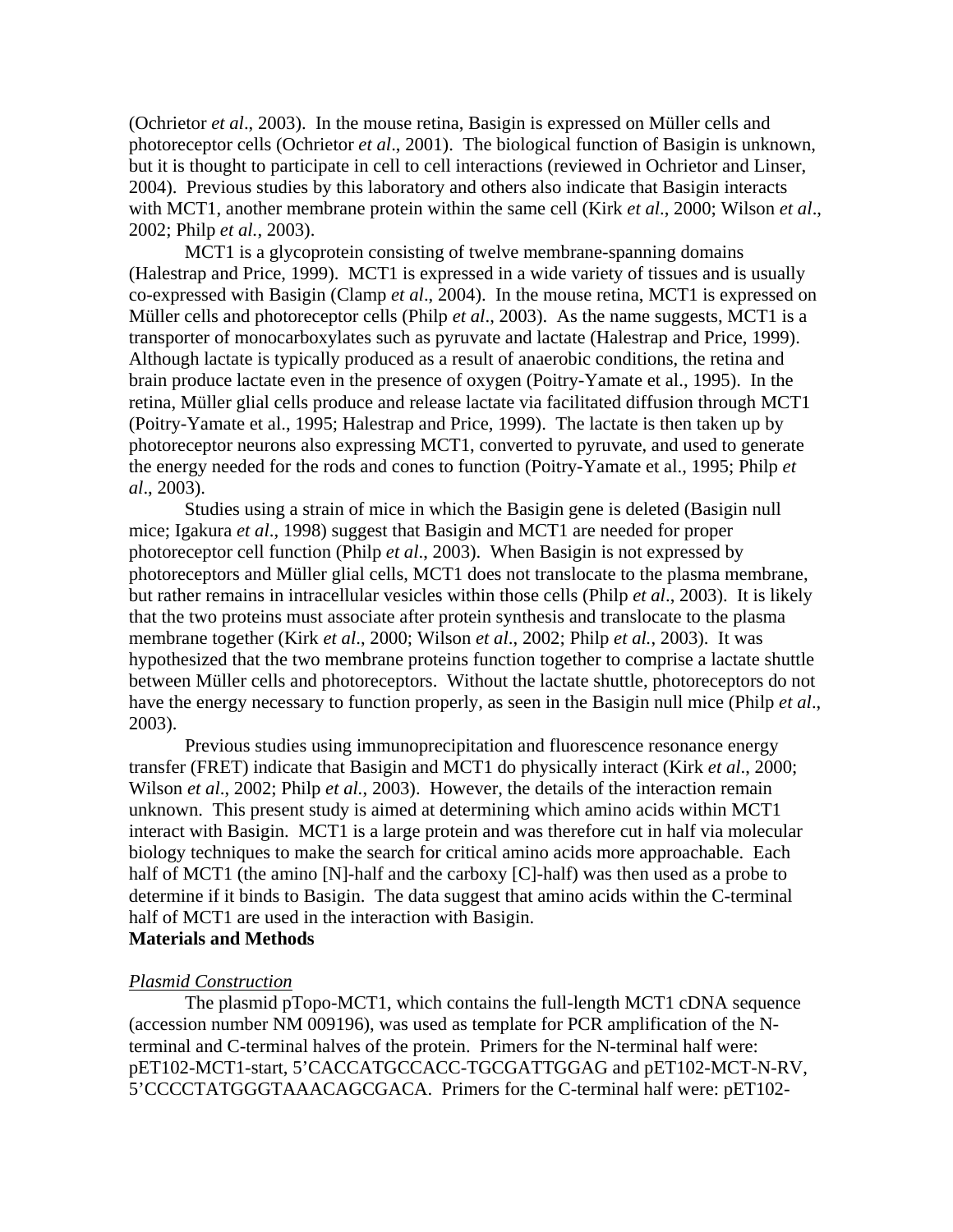(Ochrietor *et al*., 2003). In the mouse retina, Basigin is expressed on Müller cells and photoreceptor cells (Ochrietor *et al*., 2001). The biological function of Basigin is unknown, but it is thought to participate in cell to cell interactions (reviewed in Ochrietor and Linser, 2004). Previous studies by this laboratory and others also indicate that Basigin interacts with MCT1, another membrane protein within the same cell (Kirk *et al*., 2000; Wilson *et al*., 2002; Philp *et al.*, 2003).

MCT1 is a glycoprotein consisting of twelve membrane-spanning domains (Halestrap and Price, 1999). MCT1 is expressed in a wide variety of tissues and is usually co-expressed with Basigin (Clamp *et al*., 2004). In the mouse retina, MCT1 is expressed on Müller cells and photoreceptor cells (Philp *et al*., 2003). As the name suggests, MCT1 is a transporter of monocarboxylates such as pyruvate and lactate (Halestrap and Price, 1999). Although lactate is typically produced as a result of anaerobic conditions, the retina and brain produce lactate even in the presence of oxygen (Poitry-Yamate et al., 1995). In the retina, Müller glial cells produce and release lactate via facilitated diffusion through MCT1 (Poitry-Yamate et al., 1995; Halestrap and Price, 1999). The lactate is then taken up by photoreceptor neurons also expressing MCT1, converted to pyruvate, and used to generate the energy needed for the rods and cones to function (Poitry-Yamate et al., 1995; Philp *et al*., 2003).

Studies using a strain of mice in which the Basigin gene is deleted (Basigin null mice; Igakura *et al*., 1998) suggest that Basigin and MCT1 are needed for proper photoreceptor cell function (Philp *et al*., 2003). When Basigin is not expressed by photoreceptors and Müller glial cells, MCT1 does not translocate to the plasma membrane, but rather remains in intracellular vesicles within those cells (Philp *et al*., 2003). It is likely that the two proteins must associate after protein synthesis and translocate to the plasma membrane together (Kirk *et al*., 2000; Wilson *et al*., 2002; Philp *et al.*, 2003). It was hypothesized that the two membrane proteins function together to comprise a lactate shuttle between Müller cells and photoreceptors. Without the lactate shuttle, photoreceptors do not have the energy necessary to function properly, as seen in the Basigin null mice (Philp *et al*., 2003).

Previous studies using immunoprecipitation and fluorescence resonance energy transfer (FRET) indicate that Basigin and MCT1 do physically interact (Kirk *et al*., 2000; Wilson *et al*., 2002; Philp *et al.*, 2003). However, the details of the interaction remain unknown. This present study is aimed at determining which amino acids within MCT1 interact with Basigin. MCT1 is a large protein and was therefore cut in half via molecular biology techniques to make the search for critical amino acids more approachable. Each half of MCT1 (the amino [N]-half and the carboxy [C]-half) was then used as a probe to determine if it binds to Basigin. The data suggest that amino acids within the C-terminal half of MCT1 are used in the interaction with Basigin.

## Materials and Methods

### *Plasmid Construction*

The plasmid pTopo-MCT1, which contains the full-length MCT1 cDNA sequence (accession number NM 009196), was used as template for PCR amplification of the N-terminal and C-terminal halves of the protein. Primers for the N-terminal half were: pET102-MCT1-start, 5'CACCATGCCACC-TGCGATTGGAG and pET102-MCT-N-RV, 5'CCCCTATGGGTAAACAGCGACA. Primers for the C-terminal half were: pET102-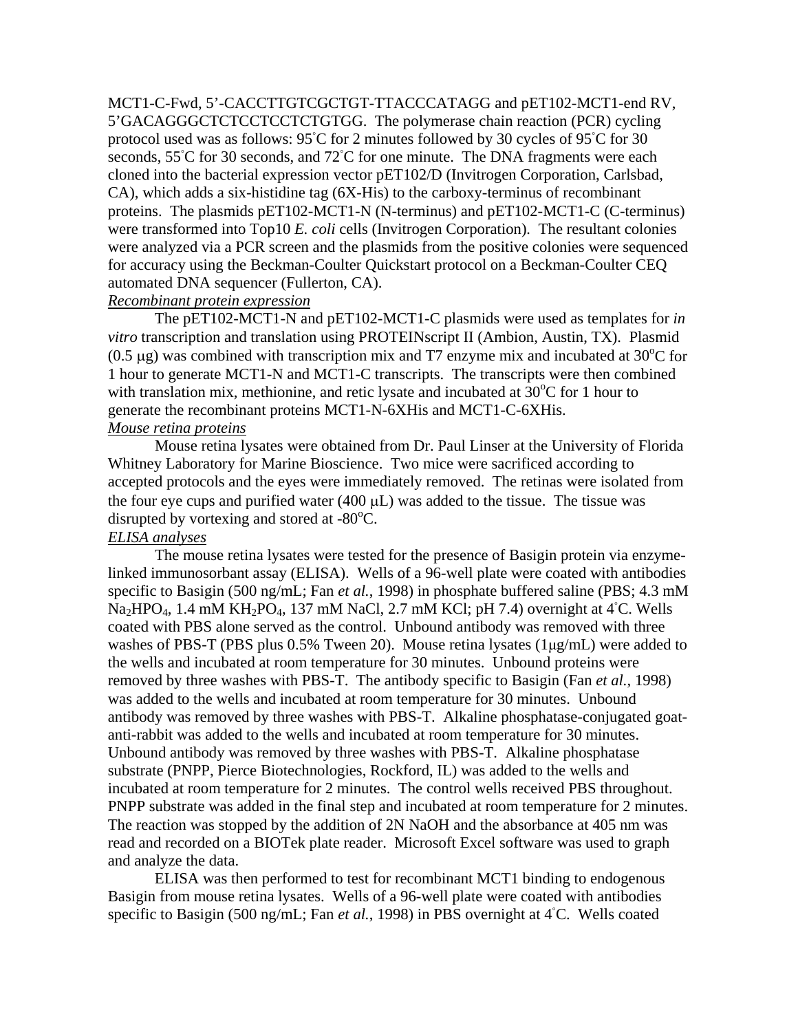MCT1-C-Fwd, 5'-CACCTTGTCGCTGT-TTACCCATAGG and pET102-MCT1-end RV, 5'GACAGGGCTCTCCTCCTCTGTGG. The polymerase chain reaction (PCR) cycling protocol used was as follows: 95°C for 2 minutes followed by 30 cycles of 95°C for 30 seconds, 55°C for 30 seconds, and 72°C for one minute. The DNA fragments were each cloned into the bacterial expression vector pET102/D (Invitrogen Corporation, Carlsbad, CA), which adds a six-histidine tag (6X-His) to the carboxy-terminus of recombinant proteins. The plasmids pET102-MCT1-N (N-terminus) and pET102-MCT1-C (C-terminus) were transformed into Top10 *E. coli* cells (Invitrogen Corporation). The resultant colonies were analyzed via a PCR screen and the plasmids from the positive colonies were sequenced for accuracy using the Beckman-Coulter Quickstart protocol on a Beckman-Coulter CEQ automated DNA sequencer (Fullerton, CA).

*Recombinant protein expression*

The pET102-MCT1-N and pET102-MCT1-C plasmids were used as templates for *in vitro* transcription and translation using PROTEINscript II (Ambion, Austin, TX). Plasmid (0.5 μg) was combined with transcription mix and T7 enzyme mix and incubated at 30°C for 1 hour to generate MCT1-N and MCT1-C transcripts. The transcripts were then combined with translation mix, methionine, and retic lysate and incubated at 30°C for 1 hour to generate the recombinant proteins MCT1-N-6XHis and MCT1-C-6XHis.

*Mouse retina proteins*

Mouse retina lysates were obtained from Dr. Paul Linser at the University of Florida Whitney Laboratory for Marine Bioscience. Two mice were sacrificed according to accepted protocols and the eyes were immediately removed. The retinas were isolated from the four eye cups and purified water (400 μL) was added to the tissue. The tissue was disrupted by vortexing and stored at -80°C.

*ELISA analyses*

The mouse retina lysates were tested for the presence of Basigin protein via enzyme-linked immunosorbant assay (ELISA). Wells of a 96-well plate were coated with antibodies specific to Basigin (500 ng/mL; Fan *et al.*, 1998) in phosphate buffered saline (PBS; 4.3 mM $Na_2HPO_4$, 1.4 mM $KH_2PO_4$, 137 mM NaCl, 2.7 mM KCl; pH 7.4) overnight at 4°C. Wells coated with PBS alone served as the control. Unbound antibody was removed with three washes of PBS-T (PBS plus 0.5% Tween 20). Mouse retina lysates (1μg/mL) were added to the wells and incubated at room temperature for 30 minutes. Unbound proteins were removed by three washes with PBS-T. The antibody specific to Basigin (Fan *et al.*, 1998) was added to the wells and incubated at room temperature for 30 minutes. Unbound antibody was removed by three washes with PBS-T. Alkaline phosphatase-conjugated goat-anti-rabbit was added to the wells and incubated at room temperature for 30 minutes. Unbound antibody was removed by three washes with PBS-T. Alkaline phosphatase substrate (PNPP, Pierce Biotechnologies, Rockford, IL) was added to the wells and incubated at room temperature for 2 minutes. The control wells received PBS throughout. PNPP substrate was added in the final step and incubated at room temperature for 2 minutes. The reaction was stopped by the addition of 2N NaOH and the absorbance at 405 nm was read and recorded on a BIOTek plate reader. Microsoft Excel software was used to graph and analyze the data.

ELISA was then performed to test for recombinant MCT1 binding to endogenous Basigin from mouse retina lysates. Wells of a 96-well plate were coated with antibodies specific to Basigin (500 ng/mL; Fan *et al.*, 1998) in PBS overnight at 4°C. Wells coated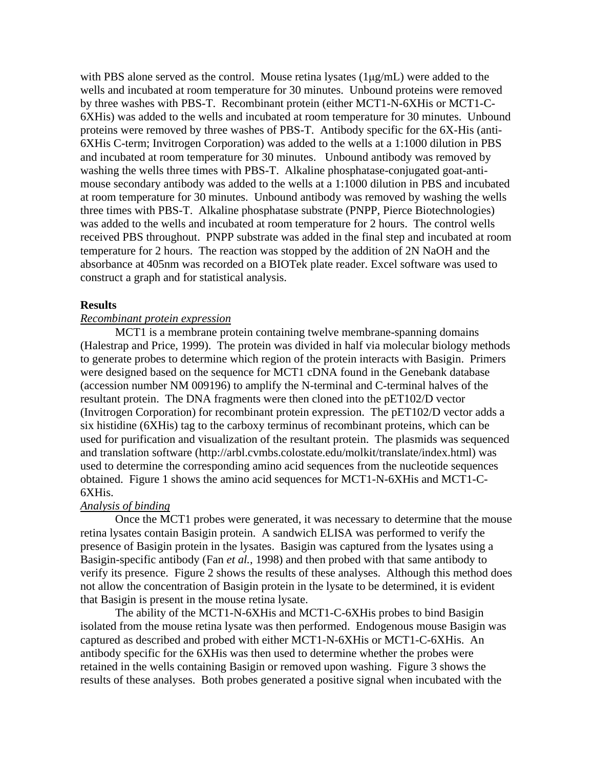with PBS alone served as the control. Mouse retina lysates (1μg/mL) were added to the wells and incubated at room temperature for 30 minutes. Unbound proteins were removed by three washes with PBS-T. Recombinant protein (either MCT1-N-6XHis or MCT1-C-6XHis) was added to the wells and incubated at room temperature for 30 minutes. Unbound proteins were removed by three washes of PBS-T. Antibody specific for the 6X-His (anti-6XHis C-term; Invitrogen Corporation) was added to the wells at a 1:1000 dilution in PBS and incubated at room temperature for 30 minutes. Unbound antibody was removed by washing the wells three times with PBS-T. Alkaline phosphatase-conjugated goat-anti-mouse secondary antibody was added to the wells at a 1:1000 dilution in PBS and incubated at room temperature for 30 minutes. Unbound antibody was removed by washing the wells three times with PBS-T. Alkaline phosphatase substrate (PNPP, Pierce Biotechnologies) was added to the wells and incubated at room temperature for 2 hours. The control wells received PBS throughout. PNPP substrate was added in the final step and incubated at room temperature for 2 hours. The reaction was stopped by the addition of 2N NaOH and the absorbance at 405nm was recorded on a BIOTek plate reader. Excel software was used to construct a graph and for statistical analysis.

## Results

*Recombinant protein expression*

MCT1 is a membrane protein containing twelve membrane-spanning domains (Halestrap and Price, 1999). The protein was divided in half via molecular biology methods to generate probes to determine which region of the protein interacts with Basigin. Primers were designed based on the sequence for MCT1 cDNA found in the Genebank database (accession number NM 009196) to amplify the N-terminal and C-terminal halves of the resultant protein. The DNA fragments were then cloned into the pET102/D vector (Invitrogen Corporation) for recombinant protein expression. The pET102/D vector adds a six histidine (6XHis) tag to the carboxy terminus of recombinant proteins, which can be used for purification and visualization of the resultant protein. The plasmids was sequenced and translation software (http://arbl.cvmbs.colostate.edu/molkit/translate/index.html) was used to determine the corresponding amino acid sequences from the nucleotide sequences obtained. Figure 1 shows the amino acid sequences for MCT1-N-6XHis and MCT1-C-6XHis.

*Analysis of binding*

Once the MCT1 probes were generated, it was necessary to determine that the mouse retina lysates contain Basigin protein. A sandwich ELISA was performed to verify the presence of Basigin protein in the lysates. Basigin was captured from the lysates using a Basigin-specific antibody (Fan *et al.*, 1998) and then probed with that same antibody to verify its presence. Figure 2 shows the results of these analyses. Although this method does not allow the concentration of Basigin protein in the lysate to be determined, it is evident that Basigin is present in the mouse retina lysate.

The ability of the MCT1-N-6XHis and MCT1-C-6XHis probes to bind Basigin isolated from the mouse retina lysate was then performed. Endogenous mouse Basigin was captured as described and probed with either MCT1-N-6XHis or MCT1-C-6XHis. An antibody specific for the 6XHis was then used to determine whether the probes were retained in the wells containing Basigin or removed upon washing. Figure 3 shows the results of these analyses. Both probes generated a positive signal when incubated with the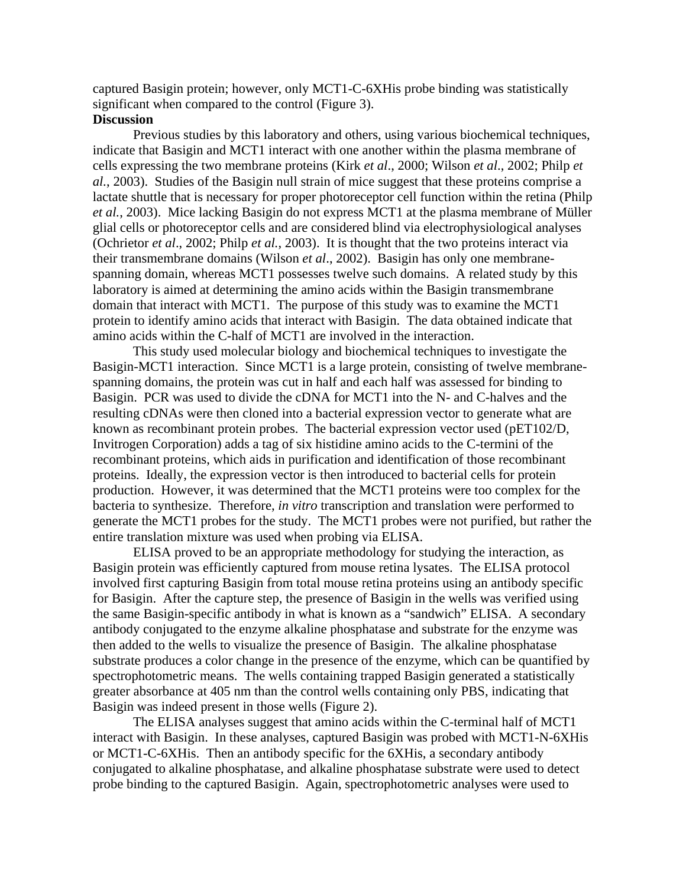captured Basigin protein; however, only MCT1-C-6XHis probe binding was statistically significant when compared to the control (Figure 3).

## Discussion

Previous studies by this laboratory and others, using various biochemical techniques, indicate that Basigin and MCT1 interact with one another within the plasma membrane of cells expressing the two membrane proteins (Kirk *et al*., 2000; Wilson *et al*., 2002; Philp *et al.*, 2003). Studies of the Basigin null strain of mice suggest that these proteins comprise a lactate shuttle that is necessary for proper photoreceptor cell function within the retina (Philp *et al.*, 2003). Mice lacking Basigin do not express MCT1 at the plasma membrane of Müller glial cells or photoreceptor cells and are considered blind via electrophysiological analyses (Ochrietor *et al*., 2002; Philp *et al.*, 2003). It is thought that the two proteins interact via their transmembrane domains (Wilson *et al*., 2002). Basigin has only one membrane-spanning domain, whereas MCT1 possesses twelve such domains. A related study by this laboratory is aimed at determining the amino acids within the Basigin transmembrane domain that interact with MCT1. The purpose of this study was to examine the MCT1 protein to identify amino acids that interact with Basigin. The data obtained indicate that amino acids within the C-half of MCT1 are involved in the interaction.

This study used molecular biology and biochemical techniques to investigate the Basigin-MCT1 interaction. Since MCT1 is a large protein, consisting of twelve membrane-spanning domains, the protein was cut in half and each half was assessed for binding to Basigin. PCR was used to divide the cDNA for MCT1 into the N- and C-halves and the resulting cDNAs were then cloned into a bacterial expression vector to generate what are known as recombinant protein probes. The bacterial expression vector used (pET102/D, Invitrogen Corporation) adds a tag of six histidine amino acids to the C-termini of the recombinant proteins, which aids in purification and identification of those recombinant proteins. Ideally, the expression vector is then introduced to bacterial cells for protein production. However, it was determined that the MCT1 proteins were too complex for the bacteria to synthesize. Therefore, *in vitro* transcription and translation were performed to generate the MCT1 probes for the study. The MCT1 probes were not purified, but rather the entire translation mixture was used when probing via ELISA.

ELISA proved to be an appropriate methodology for studying the interaction, as Basigin protein was efficiently captured from mouse retina lysates. The ELISA protocol involved first capturing Basigin from total mouse retina proteins using an antibody specific for Basigin. After the capture step, the presence of Basigin in the wells was verified using the same Basigin-specific antibody in what is known as a "sandwich" ELISA. A secondary antibody conjugated to the enzyme alkaline phosphatase and substrate for the enzyme was then added to the wells to visualize the presence of Basigin. The alkaline phosphatase substrate produces a color change in the presence of the enzyme, which can be quantified by spectrophotometric means. The wells containing trapped Basigin generated a statistically greater absorbance at 405 nm than the control wells containing only PBS, indicating that Basigin was indeed present in those wells (Figure 2).

The ELISA analyses suggest that amino acids within the C-terminal half of MCT1 interact with Basigin. In these analyses, captured Basigin was probed with MCT1-N-6XHis or MCT1-C-6XHis. Then an antibody specific for the 6XHis, a secondary antibody conjugated to alkaline phosphatase, and alkaline phosphatase substrate were used to detect probe binding to the captured Basigin. Again, spectrophotometric analyses were used to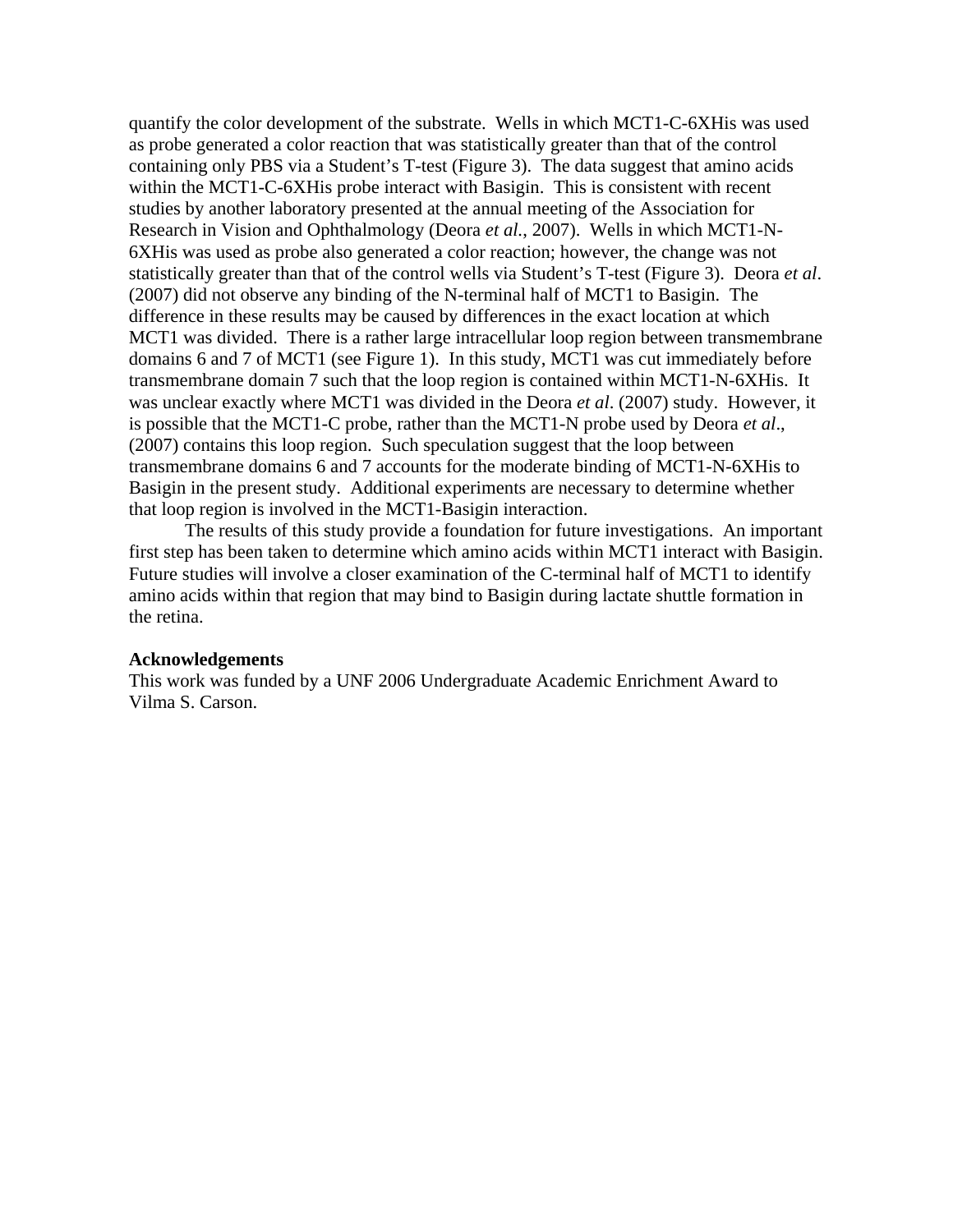quantify the color development of the substrate. Wells in which MCT1-C-6XHis was used as probe generated a color reaction that was statistically greater than that of the control containing only PBS via a Student's T-test (Figure 3). The data suggest that amino acids within the MCT1-C-6XHis probe interact with Basigin. This is consistent with recent studies by another laboratory presented at the annual meeting of the Association for Research in Vision and Ophthalmology (Deora *et al.*, 2007). Wells in which MCT1-N-6XHis was used as probe also generated a color reaction; however, the change was not statistically greater than that of the control wells via Student's T-test (Figure 3). Deora *et al*. (2007) did not observe any binding of the N-terminal half of MCT1 to Basigin. The difference in these results may be caused by differences in the exact location at which MCT1 was divided. There is a rather large intracellular loop region between transmembrane domains 6 and 7 of MCT1 (see Figure 1). In this study, MCT1 was cut immediately before transmembrane domain 7 such that the loop region is contained within MCT1-N-6XHis. It was unclear exactly where MCT1 was divided in the Deora *et al*. (2007) study. However, it is possible that the MCT1-C probe, rather than the MCT1-N probe used by Deora *et al*., (2007) contains this loop region. Such speculation suggest that the loop between transmembrane domains 6 and 7 accounts for the moderate binding of MCT1-N-6XHis to Basigin in the present study. Additional experiments are necessary to determine whether that loop region is involved in the MCT1-Basigin interaction.

The results of this study provide a foundation for future investigations. An important first step has been taken to determine which amino acids within MCT1 interact with Basigin. Future studies will involve a closer examination of the C-terminal half of MCT1 to identify amino acids within that region that may bind to Basigin during lactate shuttle formation in the retina.

**Acknowledgements**

This work was funded by a UNF 2006 Undergraduate Academic Enrichment Award to Vilma S. Carson.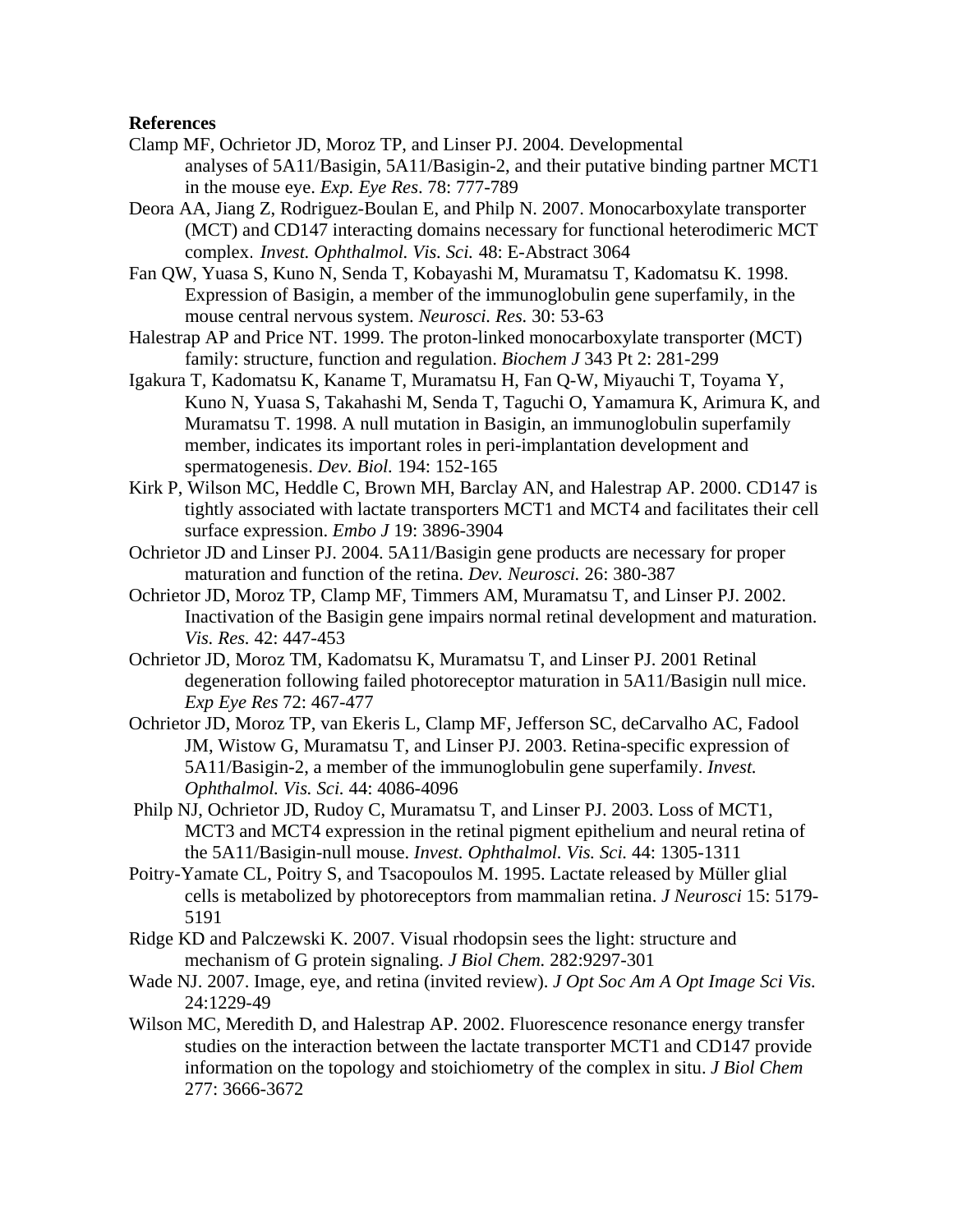**References**

Clamp MF, Ochrietor JD, Moroz TP, and Linser PJ. 2004. Developmental analyses of 5A11/Basigin, 5A11/Basigin-2, and their putative binding partner MCT1 in the mouse eye. *Exp. Eye Res*. 78: 777-789

Deora AA, Jiang Z, Rodriguez-Boulan E, and Philp N. 2007. Monocarboxylate transporter (MCT) and CD147 interacting domains necessary for functional heterodimeric MCT complex. *Invest. Ophthalmol. Vis. Sci.* 48: E-Abstract 3064

Fan QW, Yuasa S, Kuno N, Senda T, Kobayashi M, Muramatsu T, Kadomatsu K. 1998. Expression of Basigin, a member of the immunoglobulin gene superfamily, in the mouse central nervous system. *Neurosci. Res.* 30: 53-63

Halestrap AP and Price NT. 1999. The proton-linked monocarboxylate transporter (MCT) family: structure, function and regulation. *Biochem J* 343 Pt 2: 281-299

Igakura T, Kadomatsu K, Kaname T, Muramatsu H, Fan Q-W, Miyauchi T, Toyama Y, Kuno N, Yuasa S, Takahashi M, Senda T, Taguchi O, Yamamura K, Arimura K, and Muramatsu T. 1998. A null mutation in Basigin, an immunoglobulin superfamily member, indicates its important roles in peri-implantation development and spermatogenesis. *Dev. Biol.* 194: 152-165

Kirk P, Wilson MC, Heddle C, Brown MH, Barclay AN, and Halestrap AP. 2000. CD147 is tightly associated with lactate transporters MCT1 and MCT4 and facilitates their cell surface expression. *Embo J* 19: 3896-3904

Ochrietor JD and Linser PJ. 2004. 5A11/Basigin gene products are necessary for proper maturation and function of the retina. *Dev. Neurosci.* 26: 380-387

Ochrietor JD, Moroz TP, Clamp MF, Timmers AM, Muramatsu T, and Linser PJ. 2002. Inactivation of the Basigin gene impairs normal retinal development and maturation. *Vis. Res.* 42: 447-453

Ochrietor JD, Moroz TM, Kadomatsu K, Muramatsu T, and Linser PJ. 2001 Retinal degeneration following failed photoreceptor maturation in 5A11/Basigin null mice. *Exp Eye Res* 72: 467-477

Ochrietor JD, Moroz TP, van Ekeris L, Clamp MF, Jefferson SC, deCarvalho AC, Fadool JM, Wistow G, Muramatsu T, and Linser PJ. 2003. Retina-specific expression of 5A11/Basigin-2, a member of the immunoglobulin gene superfamily. *Invest. Ophthalmol. Vis. Sci.* 44: 4086-4096

Philp NJ, Ochrietor JD, Rudoy C, Muramatsu T, and Linser PJ. 2003. Loss of MCT1, MCT3 and MCT4 expression in the retinal pigment epithelium and neural retina of the 5A11/Basigin-null mouse. *Invest. Ophthalmol. Vis. Sci.* 44: 1305-1311

Poitry-Yamate CL, Poitry S, and Tsacopoulos M. 1995. Lactate released by Müller glial cells is metabolized by photoreceptors from mammalian retina. *J Neurosci* 15: 5179-5191

Ridge KD and Palczewski K. 2007. Visual rhodopsin sees the light: structure and mechanism of G protein signaling. *J Biol Chem.* 282:9297-301

Wade NJ. 2007. Image, eye, and retina (invited review). *J Opt Soc Am A Opt Image Sci Vis.* 24:1229-49

Wilson MC, Meredith D, and Halestrap AP. 2002. Fluorescence resonance energy transfer studies on the interaction between the lactate transporter MCT1 and CD147 provide information on the topology and stoichiometry of the complex in situ. *J Biol Chem* 277: 3666-3672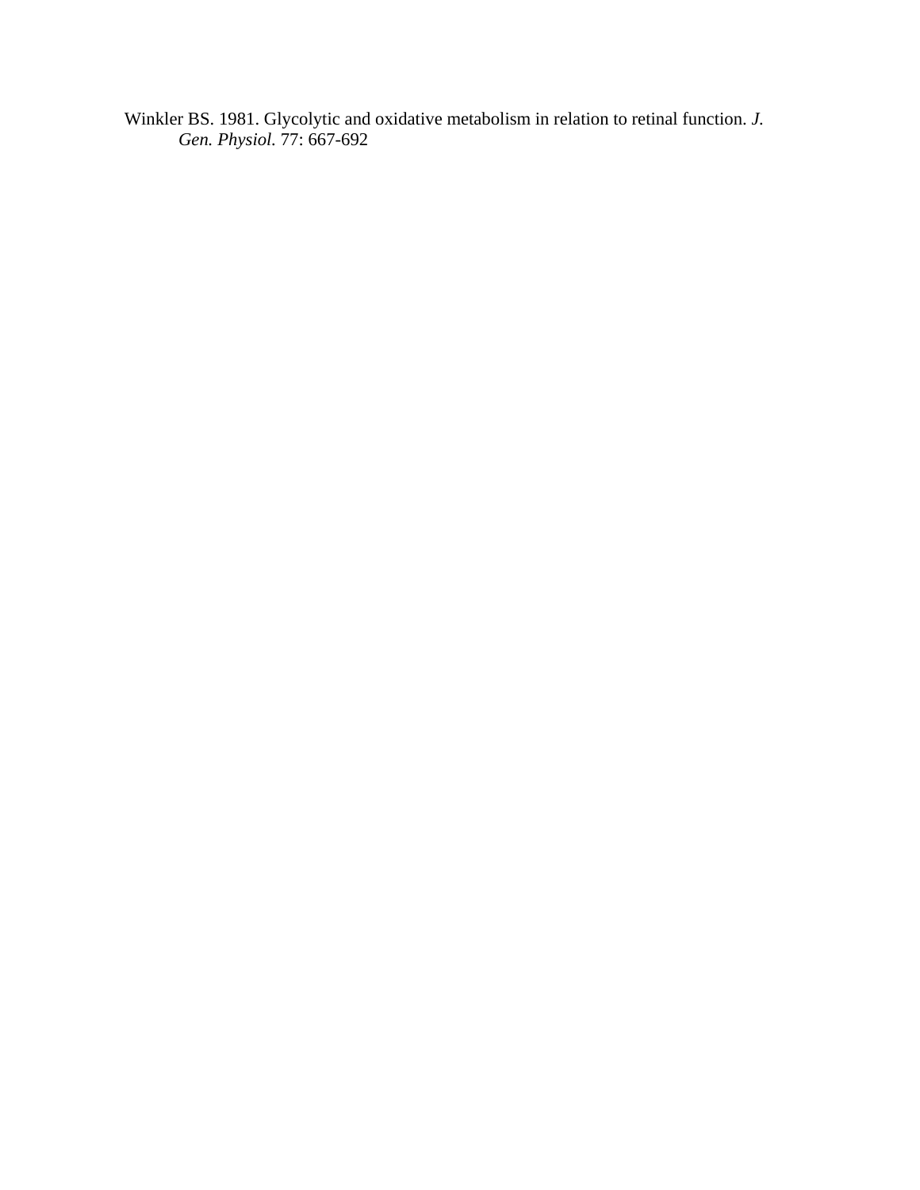Winkler BS. 1981. Glycolytic and oxidative metabolism in relation to retinal function. *J. Gen. Physiol.* 77: 667-692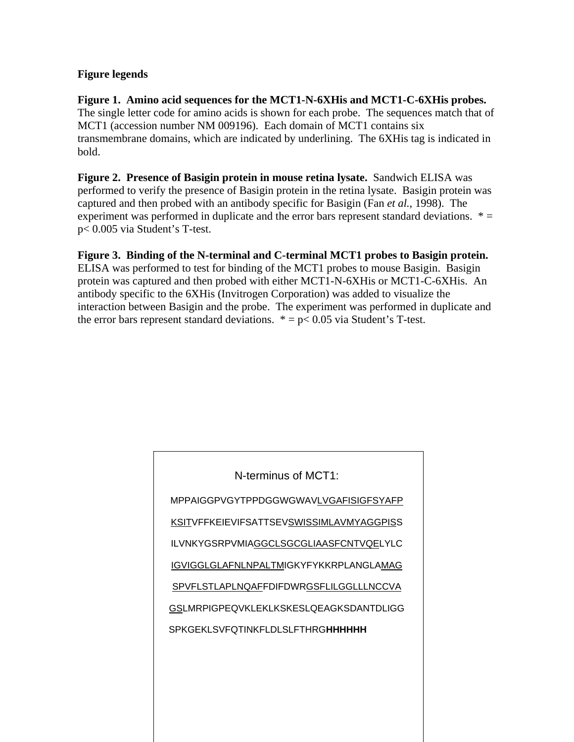**Figure legends**

**Figure 1. Amino acid sequences for the MCT1-N-6XHis and MCT1-C-6XHis probes.** The single letter code for amino acids is shown for each probe. The sequences match that of MCT1 (accession number NM 009196). Each domain of MCT1 contains six transmembrane domains, which are indicated by underlining. The 6XHis tag is indicated in bold.

**Figure 2. Presence of Basigin protein in mouse retina lysate.** Sandwich ELISA was performed to verify the presence of Basigin protein in the retina lysate. Basigin protein was captured and then probed with an antibody specific for Basigin (Fan *et al.*, 1998). The experiment was performed in duplicate and the error bars represent standard deviations. * = $p < 0.005$ via Student's T-test.

**Figure 3. Binding of the N-terminal and C-terminal MCT1 probes to Basigin protein.** ELISA was performed to test for binding of the MCT1 probes to mouse Basigin. Basigin protein was captured and then probed with either MCT1-N-6XHis or MCT1-C-6XHis. An antibody specific to the 6XHis (Invitrogen Corporation) was added to visualize the interaction between Basigin and the probe. The experiment was performed in duplicate and the error bars represent standard deviations. * = $p < 0.05$ via Student's T-test.

N-terminus of MCT1:

MPPAIGGPVGYTPPDGGWGWAV<u>LVGAFISIGFSYAFP</u>

<u>KSIT</u>VFFKEIEVIFSATTSEV<u>SWISSIMLAVMYAGGPIS</u>S

ILVNKYGSRPVMIA<u>GGCLSGCGLIAASFCNTVQE</u>LYLC

<u>IGVIGGLGLAFNLNPALTM</u>IGKYFYKKRPLANGLA<u>MAG</u>

<u>SPVFLSTLAPLNQAF</u>FDIFDWR<u>GSFLILGGLLLNCCVA</u>

<u>GS</u>LMRPIGPEQVKLEKLKSKESLQEAGKSDANTDLIGG

SPKGEKLSVFQTINKFLDLSLFTHRG**HHHHHH**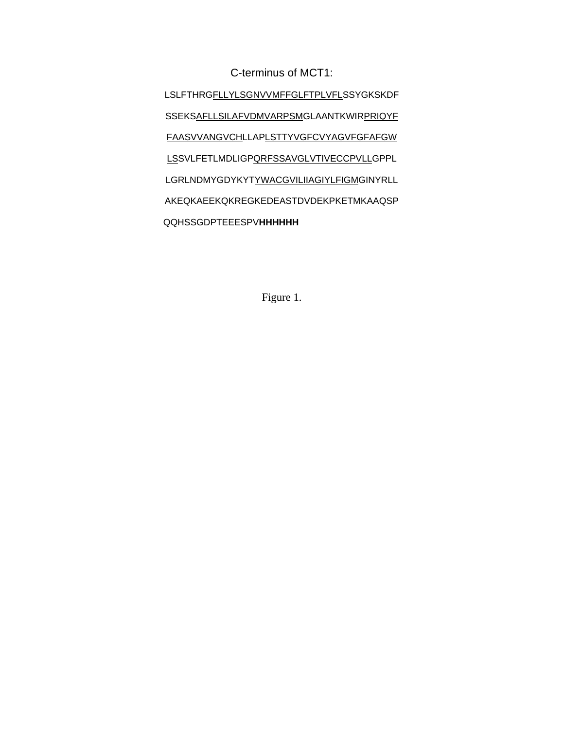C-terminus of MCT1:

LSLFTHRGFLLYLSGNVVMFFGLFTPLVFLSSYGKSKDF

SSEKSAFLLSILAFVDMVARPSMGLAANTKWIRPRIQYF

FAASVVANGVCHLLAPLSTTYVGFCVYAGVFGFAFGW

LSSVLFETLMDLIGPQRFSSAVGLVTIVECCPVLLGPPL

LGRLNDMYGDYKYTYWACGVILIIAGIYLFIGMGINYRLL

AKEQKAEEKQKREGKEDEASTDVDEKPKETMKAAQSP

QQHSSGDPTEEESPV**HHHHHH**

Figure 1.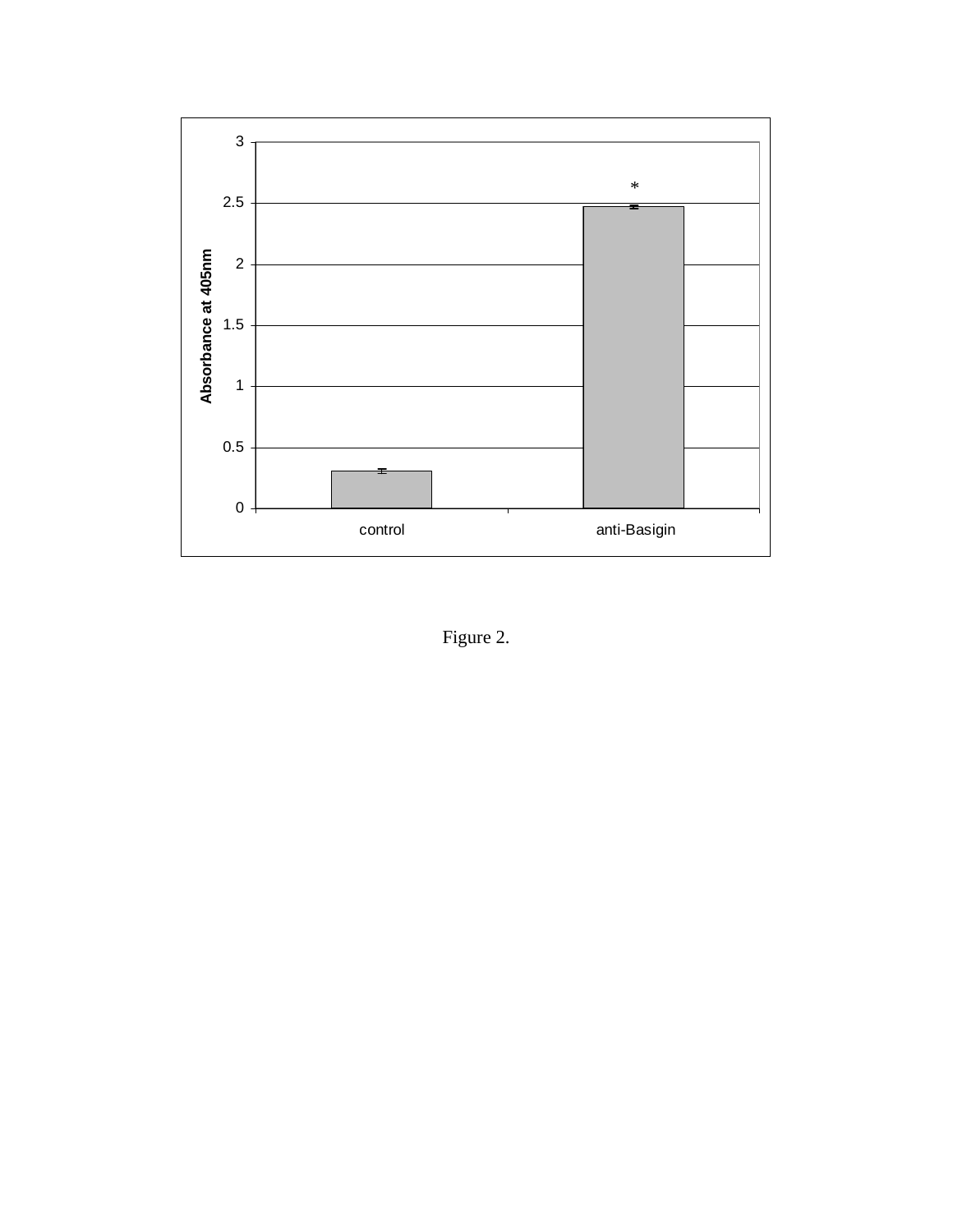Figure 2.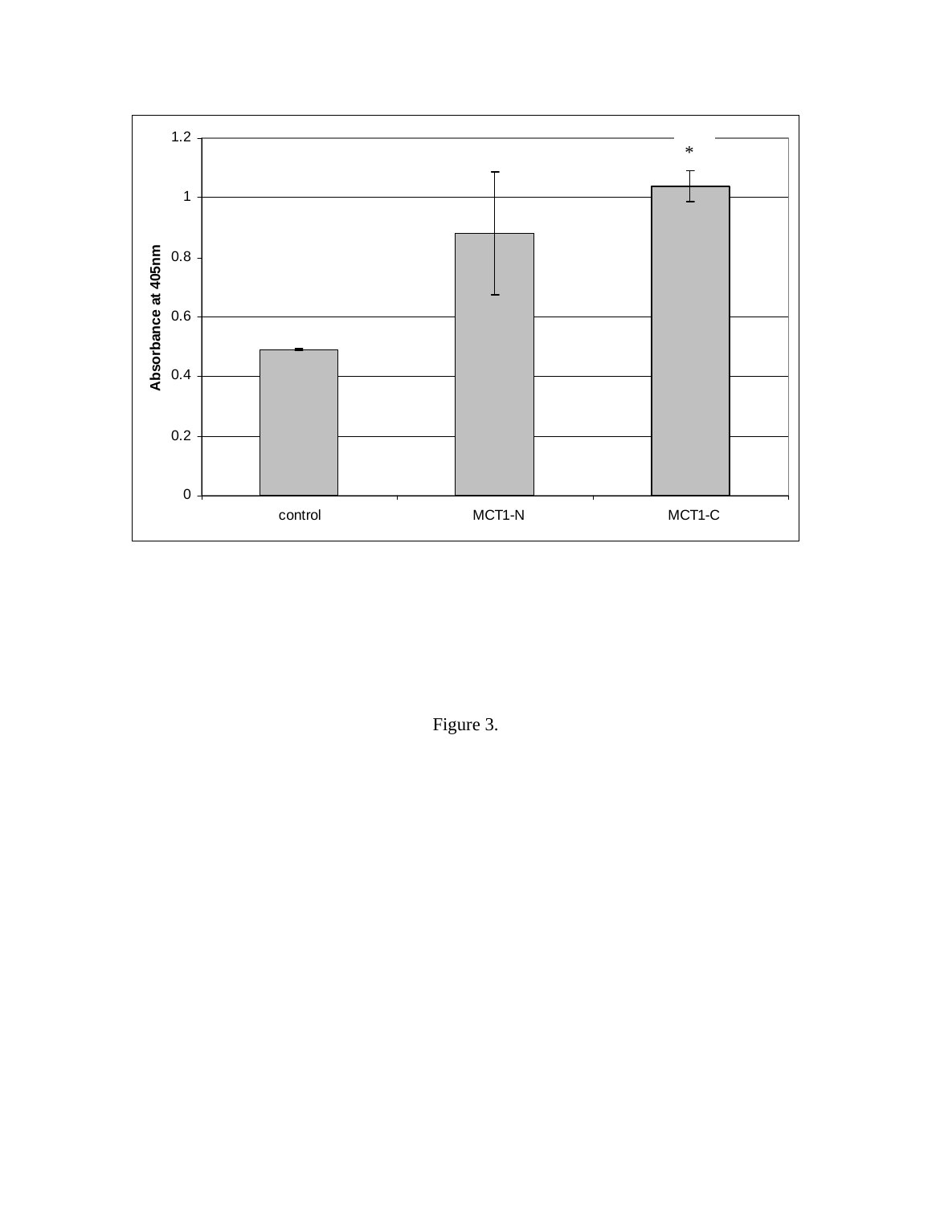1.2
1
0.8
0.6
0.4
0.2
0

Absorbance at 405nm

*

control
MCT1-N
MCT1-C

Figure 3.